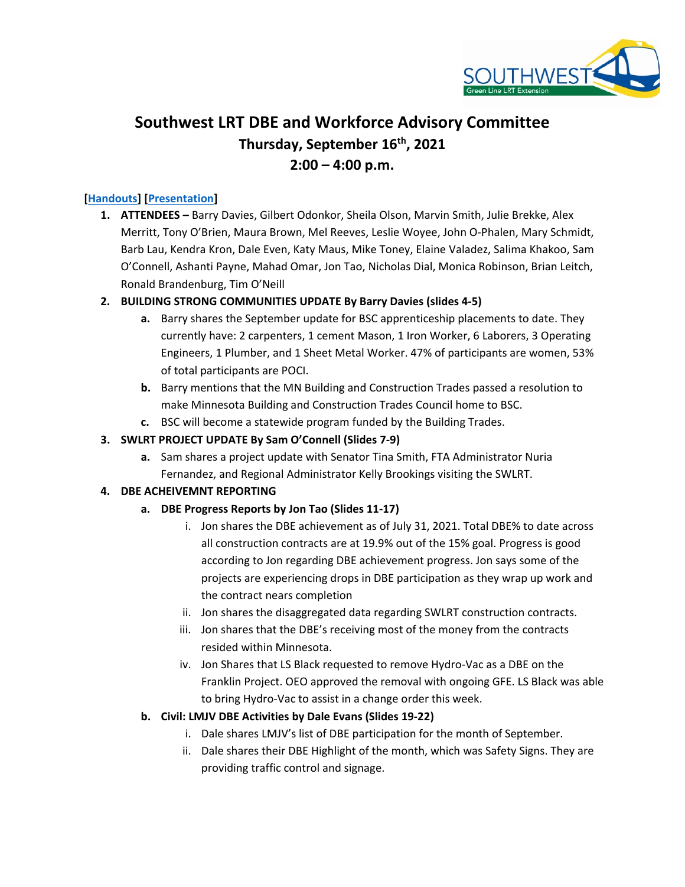# Southwest LRT DBE and Workforce Advisory Committee

## Thursday, September 16th, 2021

## 2:00 – 4:00 p.m.

**[Handouts] [Presentation]**

1. **ATTENDEES –** Barry Davies, Gilbert Odonkor, Sheila Olson, Marvin Smith, Julie Brekke, Alex Merritt, Tony O'Brien, Maura Brown, Mel Reeves, Leslie Woyee, John O-Phalen, Mary Schmidt, Barb Lau, Kendra Kron, Dale Even, Katy Maus, Mike Toney, Elaine Valadez, Salima Khakoo, Sam O'Connell, Ashanti Payne, Mahad Omar, Jon Tao, Nicholas Dial, Monica Robinson, Brian Leitch, Ronald Brandenburg, Tim O'Neill
2. **BUILDING STRONG COMMUNITIES UPDATE By Barry Davies (slides 4-5)**
   a. Barry shares the September update for BSC apprenticeship placements to date. They currently have: 2 carpenters, 1 cement Mason, 1 Iron Worker, 6 Laborers, 3 Operating Engineers, 1 Plumber, and 1 Sheet Metal Worker. 47% of participants are women, 53% of total participants are POCI.
   b. Barry mentions that the MN Building and Construction Trades passed a resolution to make Minnesota Building and Construction Trades Council home to BSC.
   c. BSC will become a statewide program funded by the Building Trades.
3. **SWLRT PROJECT UPDATE By Sam O'Connell (Slides 7-9)**
   a. Sam shares a project update with Senator Tina Smith, FTA Administrator Nuria Fernandez, and Regional Administrator Kelly Brookings visiting the SWLRT.
4. **DBE ACHEIVEMNT REPORTING**
   a. **DBE Progress Reports by Jon Tao (Slides 11-17)**
      i. Jon shares the DBE achievement as of July 31, 2021. Total DBE% to date across all construction contracts are at 19.9% out of the 15% goal. Progress is good according to Jon regarding DBE achievement progress. Jon says some of the projects are experiencing drops in DBE participation as they wrap up work and the contract nears completion
      ii. Jon shares the disaggregated data regarding SWLRT construction contracts.
      iii. Jon shares that the DBE's receiving most of the money from the contracts resided within Minnesota.
      iv. Jon Shares that LS Black requested to remove Hydro-Vac as a DBE on the Franklin Project. OEO approved the removal with ongoing GFE. LS Black was able to bring Hydro-Vac to assist in a change order this week.
   b. **Civil: LMJV DBE Activities by Dale Evans (Slides 19-22)**
      i. Dale shares LMJV's list of DBE participation for the month of September.
      ii. Dale shares their DBE Highlight of the month, which was Safety Signs. They are providing traffic control and signage.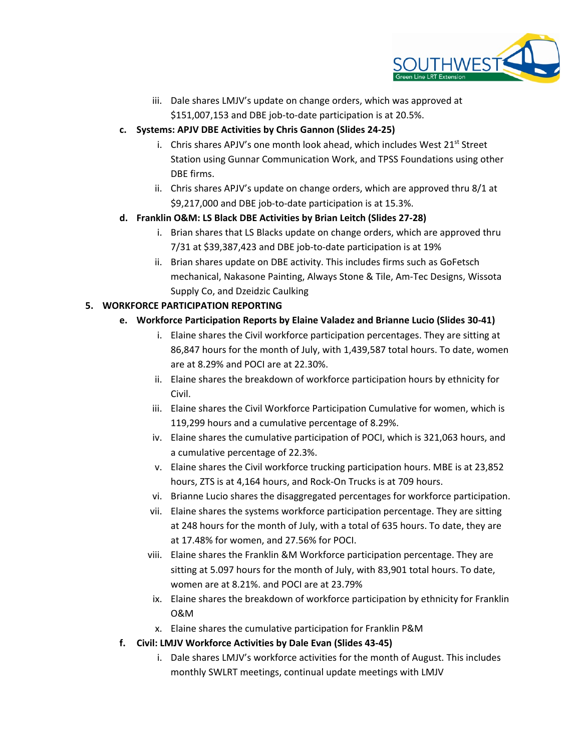iii. Dale shares LMJV's update on change orders, which was approved at $151,007,153 and DBE job-to-date participation is at 20.5%.

**c. Systems: APJV DBE Activities by Chris Gannon (Slides 24-25)**

i. Chris shares APJV's one month look ahead, which includes West 21st Street Station using Gunnar Communication Work, and TPSS Foundations using other DBE firms.

ii. Chris shares APJV's update on change orders, which are approved thru 8/1 at $9,217,000 and DBE job-to-date participation is at 15.3%.

**d. Franklin O&M: LS Black DBE Activities by Brian Leitch (Slides 27-28)**

i. Brian shares that LS Blacks update on change orders, which are approved thru 7/31 at $39,387,423 and DBE job-to-date participation is at 19%

ii. Brian shares update on DBE activity. This includes firms such as GoFetsch mechanical, Nakasone Painting, Always Stone & Tile, Am-Tec Designs, Wissota Supply Co, and Dzeidzic Caulking

**5. WORKFORCE PARTICIPATION REPORTING**

**e. Workforce Participation Reports by Elaine Valadez and Brianne Lucio (Slides 30-41)**

i. Elaine shares the Civil workforce participation percentages. They are sitting at 86,847 hours for the month of July, with 1,439,587 total hours. To date, women are at 8.29% and POCI are at 22.30%.

ii. Elaine shares the breakdown of workforce participation hours by ethnicity for Civil.

iii. Elaine shares the Civil Workforce Participation Cumulative for women, which is 119,299 hours and a cumulative percentage of 8.29%.

iv. Elaine shares the cumulative participation of POCI, which is 321,063 hours, and a cumulative percentage of 22.3%.

v. Elaine shares the Civil workforce trucking participation hours. MBE is at 23,852 hours, ZTS is at 4,164 hours, and Rock-On Trucks is at 709 hours.

vi. Brianne Lucio shares the disaggregated percentages for workforce participation.

vii. Elaine shares the systems workforce participation percentage. They are sitting at 248 hours for the month of July, with a total of 635 hours. To date, they are at 17.48% for women, and 27.56% for POCI.

viii. Elaine shares the Franklin &M Workforce participation percentage. They are sitting at 5.097 hours for the month of July, with 83,901 total hours. To date, women are at 8.21%. and POCI are at 23.79%

ix. Elaine shares the breakdown of workforce participation by ethnicity for Franklin O&M

x. Elaine shares the cumulative participation for Franklin P&M

**f. Civil: LMJV Workforce Activities by Dale Evan (Slides 43-45)**

i. Dale shares LMJV's workforce activities for the month of August. This includes monthly SWLRT meetings, continual update meetings with LMJV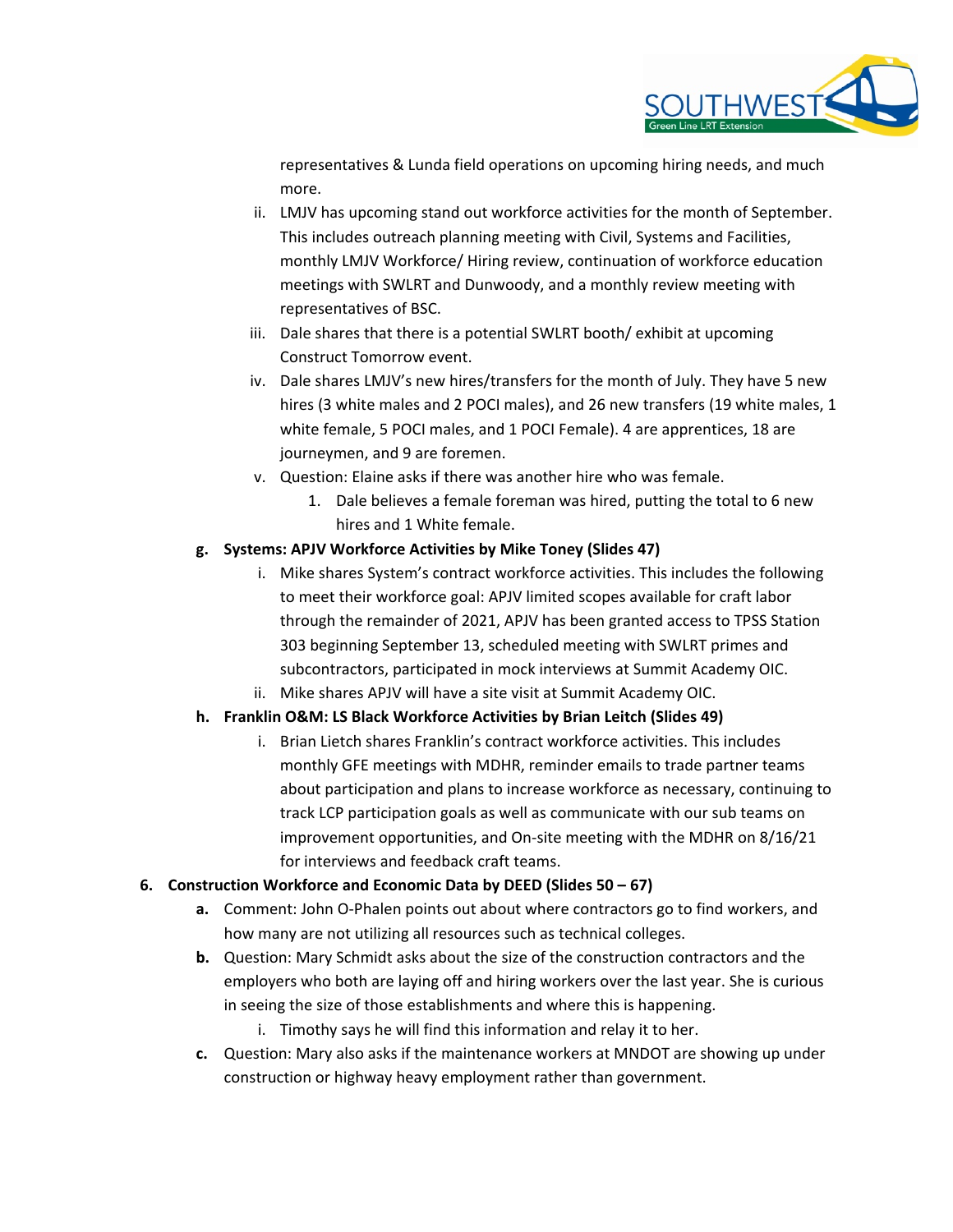representatives & Lunda field operations on upcoming hiring needs, and much more.

   ii. LMJV has upcoming stand out workforce activities for the month of September. This includes outreach planning meeting with Civil, Systems and Facilities, monthly LMJV Workforce/ Hiring review, continuation of workforce education meetings with SWLRT and Dunwoody, and a monthly review meeting with representatives of BSC.

   iii. Dale shares that there is a potential SWLRT booth/ exhibit at upcoming Construct Tomorrow event.

   iv. Dale shares LMJV's new hires/transfers for the month of July. They have 5 new hires (3 white males and 2 POCI males), and 26 new transfers (19 white males, 1 white female, 5 POCI males, and 1 POCI Female). 4 are apprentices, 18 are journeymen, and 9 are foremen.

   v. Question: Elaine asks if there was another hire who was female.

      1. Dale believes a female foreman was hired, putting the total to 6 new hires and 1 White female.

**g. Systems: APJV Workforce Activities by Mike Toney (Slides 47)**

   i. Mike shares System's contract workforce activities. This includes the following to meet their workforce goal: APJV limited scopes available for craft labor through the remainder of 2021, APJV has been granted access to TPSS Station 303 beginning September 13, scheduled meeting with SWLRT primes and subcontractors, participated in mock interviews at Summit Academy OIC.

   ii. Mike shares APJV will have a site visit at Summit Academy OIC.

**h. Franklin O&M: LS Black Workforce Activities by Brian Leitch (Slides 49)**

   i. Brian Lietch shares Franklin's contract workforce activities. This includes monthly GFE meetings with MDHR, reminder emails to trade partner teams about participation and plans to increase workforce as necessary, continuing to track LCP participation goals as well as communicate with our sub teams on improvement opportunities, and On-site meeting with the MDHR on 8/16/21 for interviews and feedback craft teams.

**6. Construction Workforce and Economic Data by DEED (Slides 50 – 67)**

   **a.** Comment: John O-Phalen points out about where contractors go to find workers, and how many are not utilizing all resources such as technical colleges.

   **b.** Question: Mary Schmidt asks about the size of the construction contractors and the employers who both are laying off and hiring workers over the last year. She is curious in seeing the size of those establishments and where this is happening.

      i. Timothy says he will find this information and relay it to her.

   **c.** Question: Mary also asks if the maintenance workers at MNDOT are showing up under construction or highway heavy employment rather than government.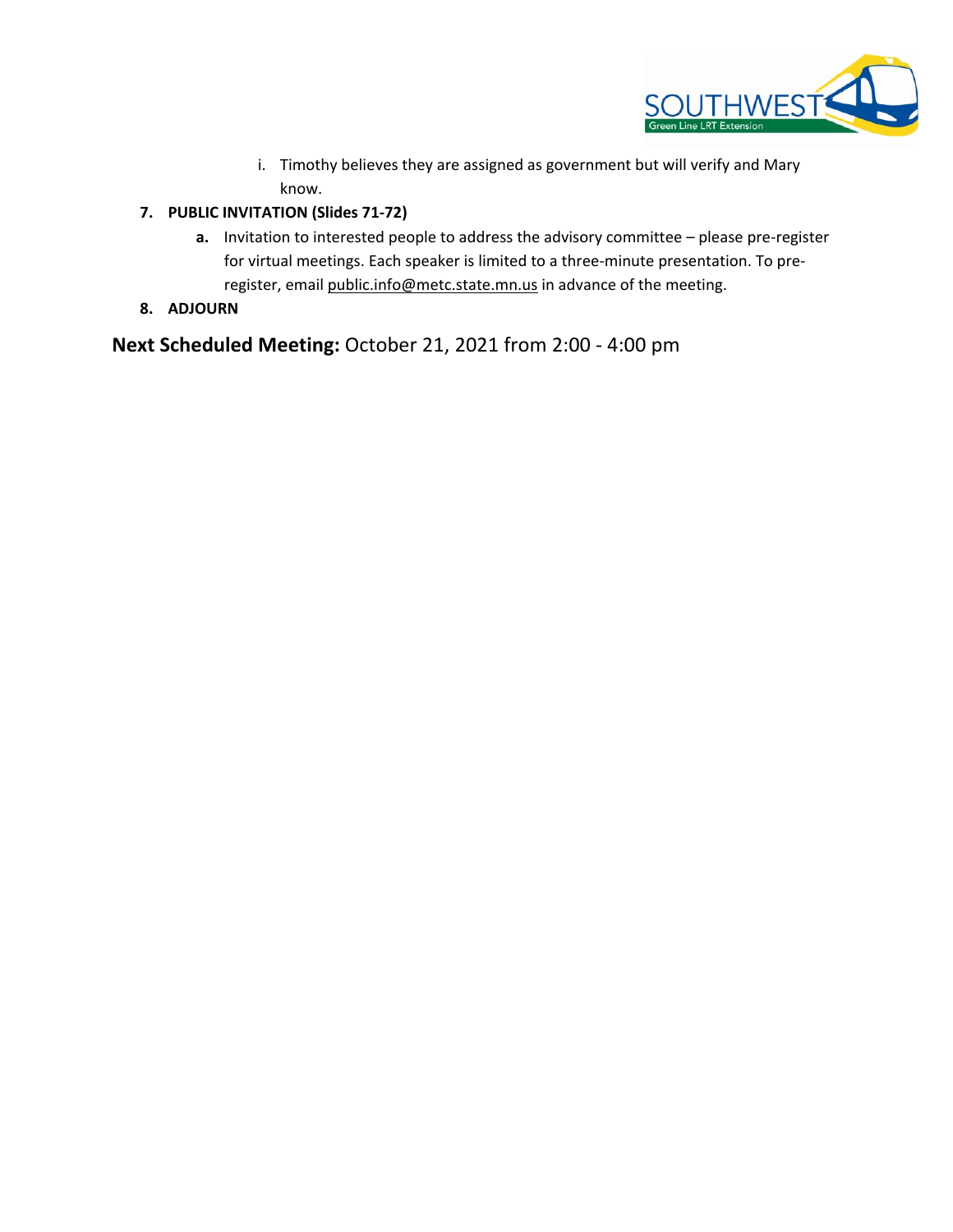i. Timothy believes they are assigned as government but will verify and Mary know.

7. **PUBLIC INVITATION (Slides 71-72)**
   - **a.** Invitation to interested people to address the advisory committee – please pre-register for virtual meetings. Each speaker is limited to a three-minute presentation. To pre-register, email public.info@metc.state.mn.us in advance of the meeting.
8. **ADJOURN**

**Next Scheduled Meeting:** October 21, 2021 from 2:00 - 4:00 pm